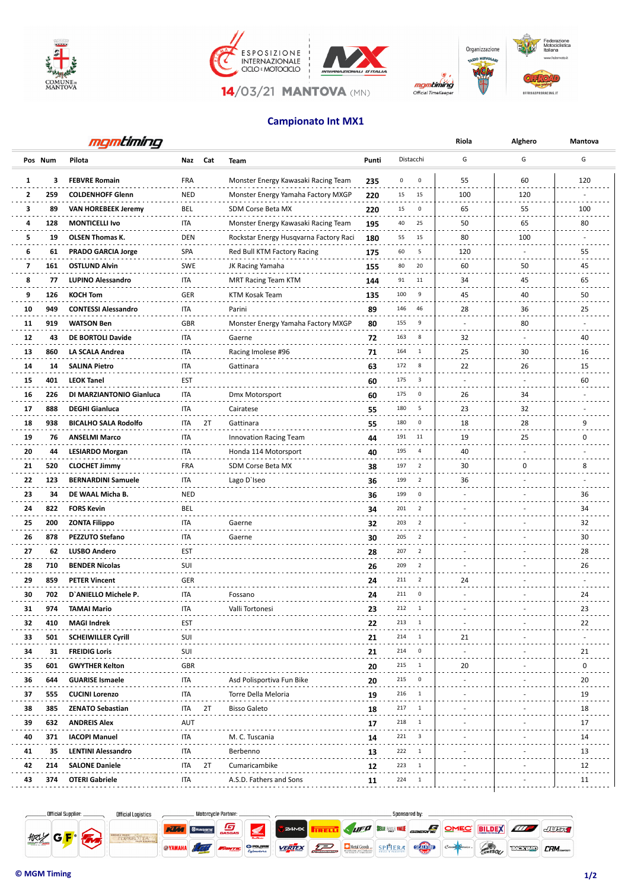ESPOSIZIONE INTERNAZIONALE CICLO E MOTOCICLO — INTERNAZIONALI D'ITALIA MX

**14/03/21 MANTOVA (MN)**

Organizzazione — Federazione Motociclistica Italiana

## Campionato Int MX1

| Pos | Num | Pilota | Naz | Cat | Team | Punti | Distacchi | | Riola G | Alghero G | Mantova G |
|---|---|---|---|---|---|---|---|---|---|---|---|
| 1 | 3 | **FEBVRE Romain** | FRA | | Monster Energy Kawasaki Racing Team | **235** | 0 | 0 | 55 | 60 | 120 |
| 2 | 259 | **COLDENHOFF Glenn** | NED | | Monster Energy Yamaha Factory MXGP | **220** | 15 | 15 | 100 | 120 | - |
| 3 | 89 | **VAN HOREBEEK Jeremy** | BEL | | SDM Corse Beta MX | **220** | 15 | 0 | 65 | 55 | 100 |
| 4 | 128 | **MONTICELLI Ivo** | ITA | | Monster Energy Kawasaki Racing Team | **195** | 40 | 25 | 50 | 65 | 80 |
| 5 | 19 | **OLSEN Thomas K.** | DEN | | Rockstar Energy Husqvarna Factory Raci | **180** | 55 | 15 | 80 | 100 | - |
| 6 | 61 | **PRADO GARCIA Jorge** | SPA | | Red Bull KTM Factory Racing | **175** | 60 | 5 | 120 | - | 55 |
| 7 | 161 | **OSTLUND Alvin** | SWE | | JK Racing Yamaha | **155** | 80 | 20 | 60 | 50 | 45 |
| 8 | 77 | **LUPINO Alessandro** | ITA | | MRT Racing Team KTM | **144** | 91 | 11 | 34 | 45 | 65 |
| 9 | 126 | **KOCH Tom** | GER | | KTM Kosak Team | **135** | 100 | 9 | 45 | 40 | 50 |
| 10 | 949 | **CONTESSI Alessandro** | ITA | | Parini | **89** | 146 | 46 | 28 | 36 | 25 |
| 11 | 919 | **WATSON Ben** | GBR | | Monster Energy Yamaha Factory MXGP | **80** | 155 | 9 | - | 80 | - |
| 12 | 43 | **DE BORTOLI Davide** | ITA | | Gaerne | **72** | 163 | 8 | 32 | - | 40 |
| 13 | 860 | **LA SCALA Andrea** | ITA | | Racing Imolese #96 | **71** | 164 | 1 | 25 | 30 | 16 |
| 14 | 14 | **SALINA Pietro** | ITA | | Gattinara | **63** | 172 | 8 | 22 | 26 | 15 |
| 15 | 401 | **LEOK Tanel** | EST | | | **60** | 175 | 3 | - | - | 60 |
| 16 | 226 | **DI MARZIANTONIO Gianluca** | ITA | | Dmx Motorsport | **60** | 175 | 0 | 26 | 34 | - |
| 17 | 888 | **DEGHI Gianluca** | ITA | | Cairatese | **55** | 180 | 5 | 23 | 32 | - |
| 18 | 938 | **BICALHO SALA Rodolfo** | ITA | 2T | Gattinara | **55** | 180 | 0 | 18 | 28 | 9 |
| 19 | 76 | **ANSELMI Marco** | ITA | | Innovation Racing Team | **44** | 191 | 11 | 19 | 25 | 0 |
| 20 | 44 | **LESIARDO Morgan** | ITA | | Honda 114 Motorsport | **40** | 195 | 4 | 40 | - | - |
| 21 | 520 | **CLOCHET Jimmy** | FRA | | SDM Corse Beta MX | **38** | 197 | 2 | 30 | 0 | 8 |
| 22 | 123 | **BERNARDINI Samuele** | ITA | | Lago D`Iseo | **36** | 199 | 2 | 36 | - | - |
| 23 | 34 | **DE WAAL Micha B.** | NED | | | **36** | 199 | 0 | - | - | 36 |
| 24 | 822 | **FORS Kevin** | BEL | | | **34** | 201 | 2 | - | - | 34 |
| 25 | 200 | **ZONTA Filippo** | ITA | | Gaerne | **32** | 203 | 2 | - | - | 32 |
| 26 | 878 | **PEZZUTO Stefano** | ITA | | Gaerne | **30** | 205 | 2 | - | - | 30 |
| 27 | 62 | **LUSBO Andero** | EST | | | **28** | 207 | 2 | - | - | 28 |
| 28 | 710 | **BENDER Nicolas** | SUI | | | **26** | 209 | 2 | - | - | 26 |
| 29 | 859 | **PETER Vincent** | GER | | | **24** | 211 | 2 | 24 | - | - |
| 30 | 702 | **D`ANIELLO Michele P.** | ITA | | Fossano | **24** | 211 | 0 | - | - | 24 |
| 31 | 974 | **TAMAI Mario** | ITA | | Valli Tortonesi | **23** | 212 | 1 | - | - | 23 |
| 32 | 410 | **MAGI Indrek** | EST | | | **22** | 213 | 1 | - | - | 22 |
| 33 | 501 | **SCHEIWILLER Cyrill** | SUI | | | **21** | 214 | 1 | 21 | - | - |
| 34 | 31 | **FREIDIG Loris** | SUI | | | **21** | 214 | 0 | - | - | 21 |
| 35 | 601 | **GWYTHER Kelton** | GBR | | | **20** | 215 | 1 | 20 | - | 0 |
| 36 | 644 | **GUARISE Ismaele** | ITA | | Asd Polisportiva Fun Bike | **20** | 215 | 0 | - | - | 20 |
| 37 | 555 | **CUCINI Lorenzo** | ITA | | Torre Della Meloria | **19** | 216 | 1 | - | - | 19 |
| 38 | 385 | **ZENATO Sebastian** | ITA | 2T | Bisso Galeto | **18** | 217 | 1 | - | - | 18 |
| 39 | 632 | **ANDREIS Alex** | AUT | | | **17** | 218 | 1 | - | - | 17 |
| 40 | 371 | **IACOPI Manuel** | ITA | | M. C. Tuscania | **14** | 221 | 3 | - | - | 14 |
| 41 | 35 | **LENTINI Alessandro** | ITA | | Berbenno | **13** | 222 | 1 | - | - | 13 |
| 42 | 214 | **SALONE Daniele** | ITA | 2T | Cumaricambike | **12** | 223 | 1 | - | - | 12 |
| 43 | 374 | **OTERI Gabriele** | ITA | | A.S.D. Fathers and Sons | **11** | 224 | 1 | - | - | 11 |

Official Supplier: — Official Logistics — Motorcycle Partner: — Sponsored by:

© MGM Timing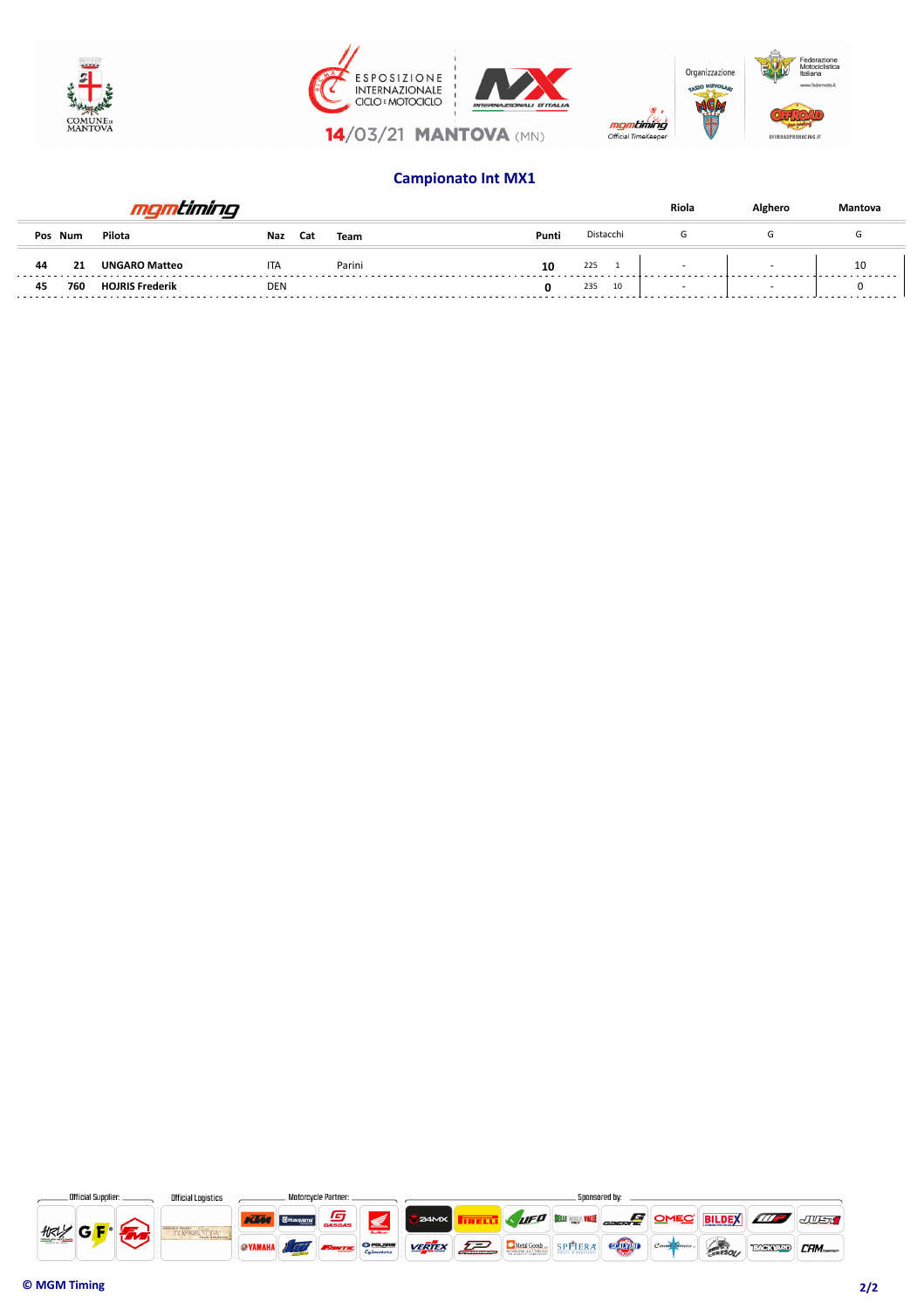ESPOSIZIONE INTERNAZIONALE CICLO E MOTOCICLO

14/03/21 MANTOVA (MN)

## Campionato Int MX1

| Pos | Num | Pilota | Naz | Cat | Team | Punti | Distacchi | | Riola | Alghero | Mantova |
|---|---|---|---|---|---|---|---|---|---|---|---|
| | | | | | | | | | G | G | G |
| 44 | 21 | **UNGARO Matteo** | ITA | | Parini | **10** | 225 | 1 | - | - | 10 |
| 45 | 760 | **HOJRIS Frederik** | DEN | | | **0** | 235 | 10 | - | - | 0 |

© MGM Timing